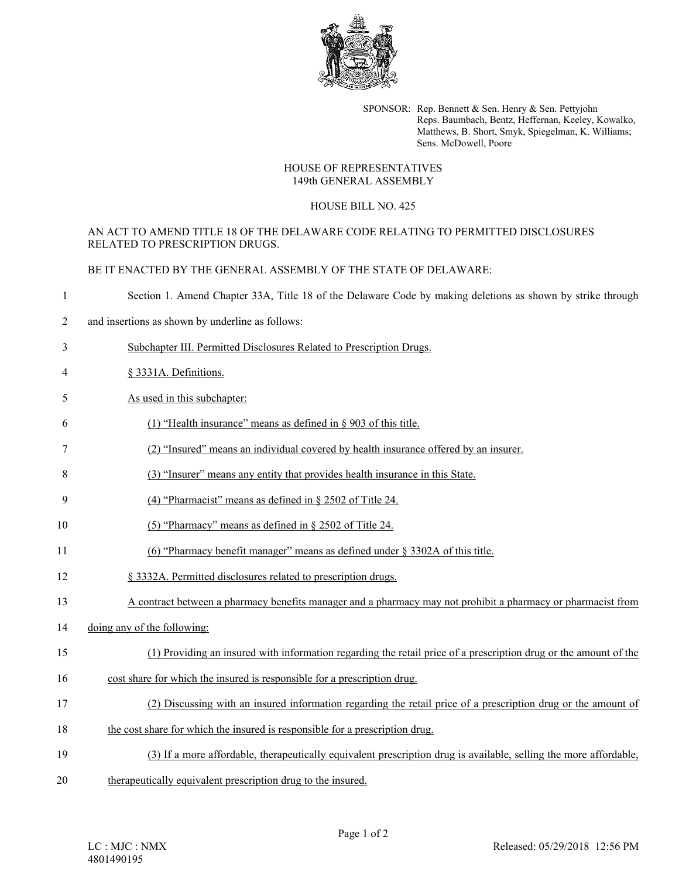SPONSOR: Rep. Bennett & Sen. Henry & Sen. Pettyjohn
Reps. Baumbach, Bentz, Heffernan, Keeley, Kowalko, Matthews, B. Short, Smyk, Spiegelman, K. Williams; Sens. McDowell, Poore

HOUSE OF REPRESENTATIVES
149th GENERAL ASSEMBLY

HOUSE BILL NO. 425

AN ACT TO AMEND TITLE 18 OF THE DELAWARE CODE RELATING TO PERMITTED DISCLOSURES RELATED TO PRESCRIPTION DRUGS.

BE IT ENACTED BY THE GENERAL ASSEMBLY OF THE STATE OF DELAWARE:

Section 1. Amend Chapter 33A, Title 18 of the Delaware Code by making deletions as shown by strike through and insertions as shown by underline as follows:

Subchapter III. Permitted Disclosures Related to Prescription Drugs.

§ 3331A. Definitions.

As used in this subchapter:

(1) "Health insurance" means as defined in § 903 of this title.

(2) "Insured" means an individual covered by health insurance offered by an insurer.

(3) "Insurer" means any entity that provides health insurance in this State.

(4) "Pharmacist" means as defined in § 2502 of Title 24.

(5) "Pharmacy" means as defined in § 2502 of Title 24.

(6) "Pharmacy benefit manager" means as defined under § 3302A of this title.

§ 3332A. Permitted disclosures related to prescription drugs.

A contract between a pharmacy benefits manager and a pharmacy may not prohibit a pharmacy or pharmacist from doing any of the following:

(1) Providing an insured with information regarding the retail price of a prescription drug or the amount of the cost share for which the insured is responsible for a prescription drug.

(2) Discussing with an insured information regarding the retail price of a prescription drug or the amount of the cost share for which the insured is responsible for a prescription drug.

(3) If a more affordable, therapeutically equivalent prescription drug is available, selling the more affordable, therapeutically equivalent prescription drug to the insured.

LC : MJC : NMX
4801490195

Released: 05/29/2018 12:56 PM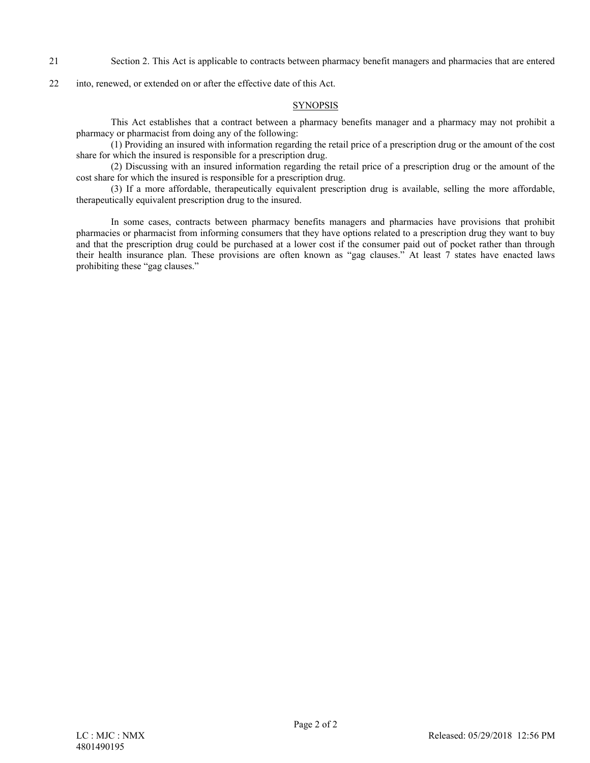21 Section 2. This Act is applicable to contracts between pharmacy benefit managers and pharmacies that are entered

22 into, renewed, or extended on or after the effective date of this Act.

## SYNOPSIS

This Act establishes that a contract between a pharmacy benefits manager and a pharmacy may not prohibit a pharmacy or pharmacist from doing any of the following:

(1) Providing an insured with information regarding the retail price of a prescription drug or the amount of the cost share for which the insured is responsible for a prescription drug.

(2) Discussing with an insured information regarding the retail price of a prescription drug or the amount of the cost share for which the insured is responsible for a prescription drug.

(3) If a more affordable, therapeutically equivalent prescription drug is available, selling the more affordable, therapeutically equivalent prescription drug to the insured.

In some cases, contracts between pharmacy benefits managers and pharmacies have provisions that prohibit pharmacies or pharmacist from informing consumers that they have options related to a prescription drug they want to buy and that the prescription drug could be purchased at a lower cost if the consumer paid out of pocket rather than through their health insurance plan. These provisions are often known as "gag clauses." At least 7 states have enacted laws prohibiting these "gag clauses."

LC : MJC : NMX
4801490195

Released: 05/29/2018 12:56 PM